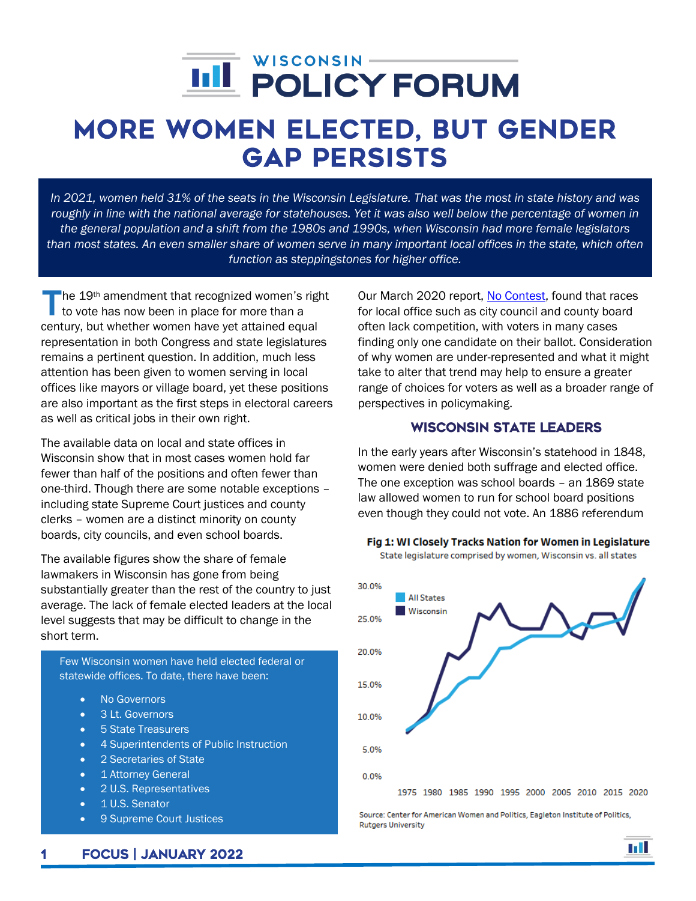# MORE WOMEN ELECTED, BUT GENDER GAP PERSISTS

*In 2021, women held 31% of the seats in the Wisconsin Legislature. That was the most in state history and was roughly in line with the national average for statehouses. Yet it was also well below the percentage of women in the general population and a shift from the 1980s and 1990s, when Wisconsin had more female legislators than most states. An even smaller share of women serve in many important local offices in the state, which often function as steppingstones for higher office.*

The 19th amendment that recognized women's right to vote has now been in place for more than a century, but whether women have yet attained equal representation in both Congress and state legislatures remains a pertinent question. In addition, much less attention has been given to women serving in local offices like mayors or village board, yet these positions are also important as the first steps in electoral careers as well as critical jobs in their own right.

The available data on local and state offices in Wisconsin show that in most cases women hold far fewer than half of the positions and often fewer than one-third. Though there are some notable exceptions – including state Supreme Court justices and county clerks – women are a distinct minority on county boards, city councils, and even school boards.

The available figures show the share of female lawmakers in Wisconsin has gone from being substantially greater than the rest of the country to just average. The lack of female elected leaders at the local level suggests that may be difficult to change in the short term.

Few Wisconsin women have held elected federal or statewide offices. To date, there have been:

- No Governors
- 3 Lt. Governors
- 5 State Treasurers
- 4 Superintendents of Public Instruction
- 2 Secretaries of State
- 1 Attorney General
- 2 U.S. Representatives
- 1 U.S. Senator
- 9 Supreme Court Justices

Our March 2020 report, No Contest, found that races for local office such as city council and county board often lack competition, with voters in many cases finding only one candidate on their ballot. Consideration of why women are under-represented and what it might take to alter that trend may help to ensure a greater range of choices for voters as well as a broader range of perspectives in policymaking.

## WISCONSIN STATE LEADERS

In the early years after Wisconsin's statehood in 1848, women were denied both suffrage and elected office. The one exception was school boards – an 1869 state law allowed women to run for school board positions even though they could not vote. An 1886 referendum

**Fig 1: WI Closely Tracks Nation for Women in Legislature**
State legislature comprised by women, Wisconsin vs. all states

Source: Center for American Women and Politics, Eagleton Institute of Politics, Rutgers University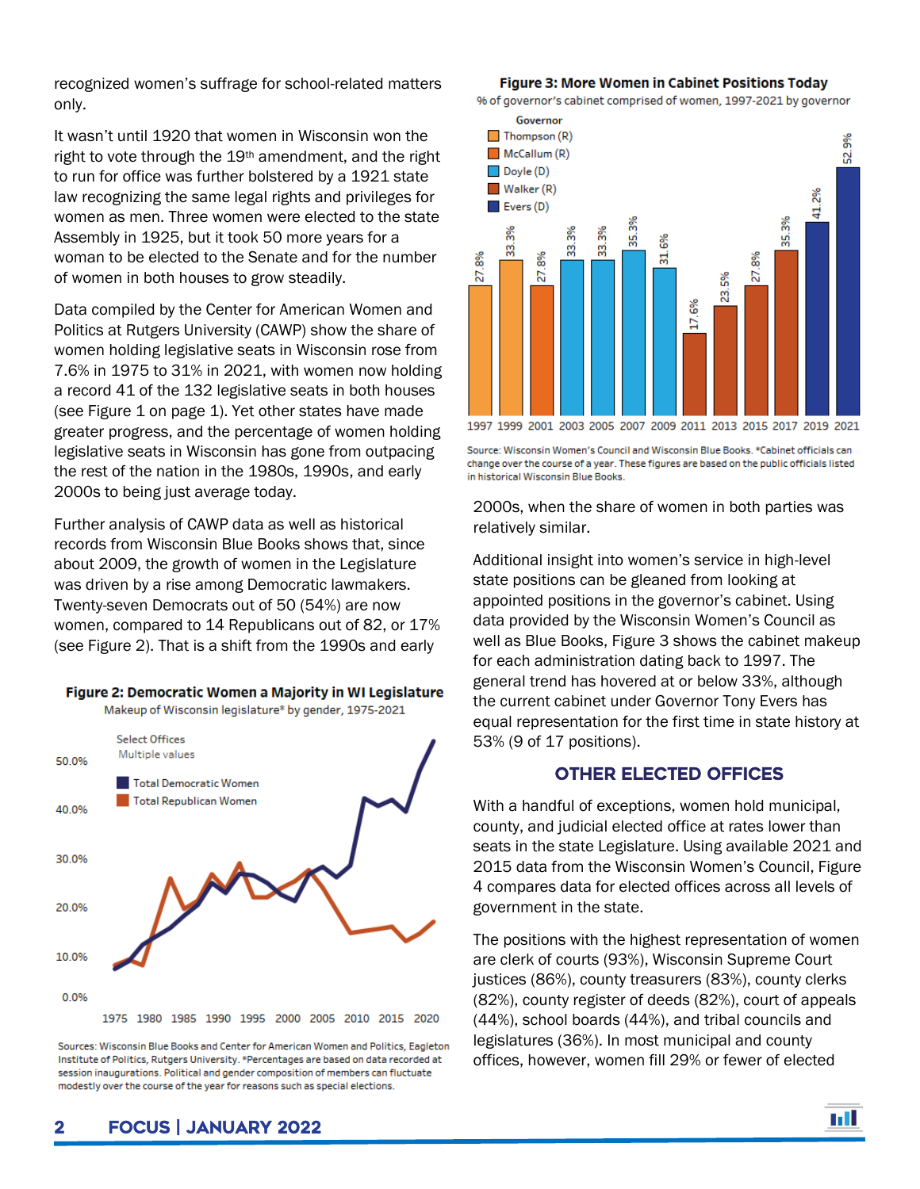recognized women's suffrage for school-related matters only.

It wasn't until 1920 that women in Wisconsin won the right to vote through the 19th amendment, and the right to run for office was further bolstered by a 1921 state law recognizing the same legal rights and privileges for women as men. Three women were elected to the state Assembly in 1925, but it took 50 more years for a woman to be elected to the Senate and for the number of women in both houses to grow steadily.

Data compiled by the Center for American Women and Politics at Rutgers University (CAWP) show the share of women holding legislative seats in Wisconsin rose from 7.6% in 1975 to 31% in 2021, with women now holding a record 41 of the 132 legislative seats in both houses (see Figure 1 on page 1). Yet other states have made greater progress, and the percentage of women holding legislative seats in Wisconsin has gone from outpacing the rest of the nation in the 1980s, 1990s, and early 2000s to being just average today.

Further analysis of CAWP data as well as historical records from Wisconsin Blue Books shows that, since about 2009, the growth of women in the Legislature was driven by a rise among Democratic lawmakers. Twenty-seven Democrats out of 50 (54%) are now women, compared to 14 Republicans out of 82, or 17% (see Figure 2). That is a shift from the 1990s and early 2000s, when the share of women in both parties was relatively similar.

**Figure 2: Democratic Women a Majority in WI Legislature**

Makeup of Wisconsin legislature* by gender, 1975-2021

Sources: Wisconsin Blue Books and Center for American Women and Politics, Eagleton Institute of Politics, Rutgers University. *Percentages are based on data recorded at session inaugurations. Political and gender composition of members can fluctuate modestly over the course of the year for reasons such as special elections.

**Figure 3: More Women in Cabinet Positions Today**

% of governor's cabinet comprised of women, 1997-2021 by governor

| Year | Governor | % women |
|---|---|---|
| 1997 | Thompson (R) | 27.8% |
| 1999 | Thompson (R) | 33.3% |
| 2001 | McCallum (R) | 27.8% |
| 2003 | Doyle (D) | 33.3% |
| 2005 | Doyle (D) | 33.3% |
| 2007 | Doyle (D) | 35.3% |
| 2009 | Doyle (D) | 31.6% |
| 2011 | Walker (R) | 17.6% |
| 2013 | Walker (R) | 23.5% |
| 2015 | Walker (R) | 27.8% |
| 2017 | Walker (R) | 35.3% |
| 2019 | Evers (D) | 41.2% |
| 2021 | Evers (D) | 52.9% |

Source: Wisconsin Women's Council and Wisconsin Blue Books. *Cabinet officials can change over the course of a year. These figures are based on the public officials listed in historical Wisconsin Blue Books.

Additional insight into women's service in high-level state positions can be gleaned from looking at appointed positions in the governor's cabinet. Using data provided by the Wisconsin Women's Council as well as Blue Books, Figure 3 shows the cabinet makeup for each administration dating back to 1997. The general trend has hovered at or below 33%, although the current cabinet under Governor Tony Evers has equal representation for the first time in state history at 53% (9 of 17 positions).

## OTHER ELECTED OFFICES

With a handful of exceptions, women hold municipal, county, and judicial elected office at rates lower than seats in the state Legislature. Using available 2021 and 2015 data from the Wisconsin Women's Council, Figure 4 compares data for elected offices across all levels of government in the state.

The positions with the highest representation of women are clerk of courts (93%), Wisconsin Supreme Court justices (86%), county treasurers (83%), county clerks (82%), county register of deeds (82%), court of appeals (44%), school boards (44%), and tribal councils and legislatures (36%). In most municipal and county offices, however, women fill 29% or fewer of elected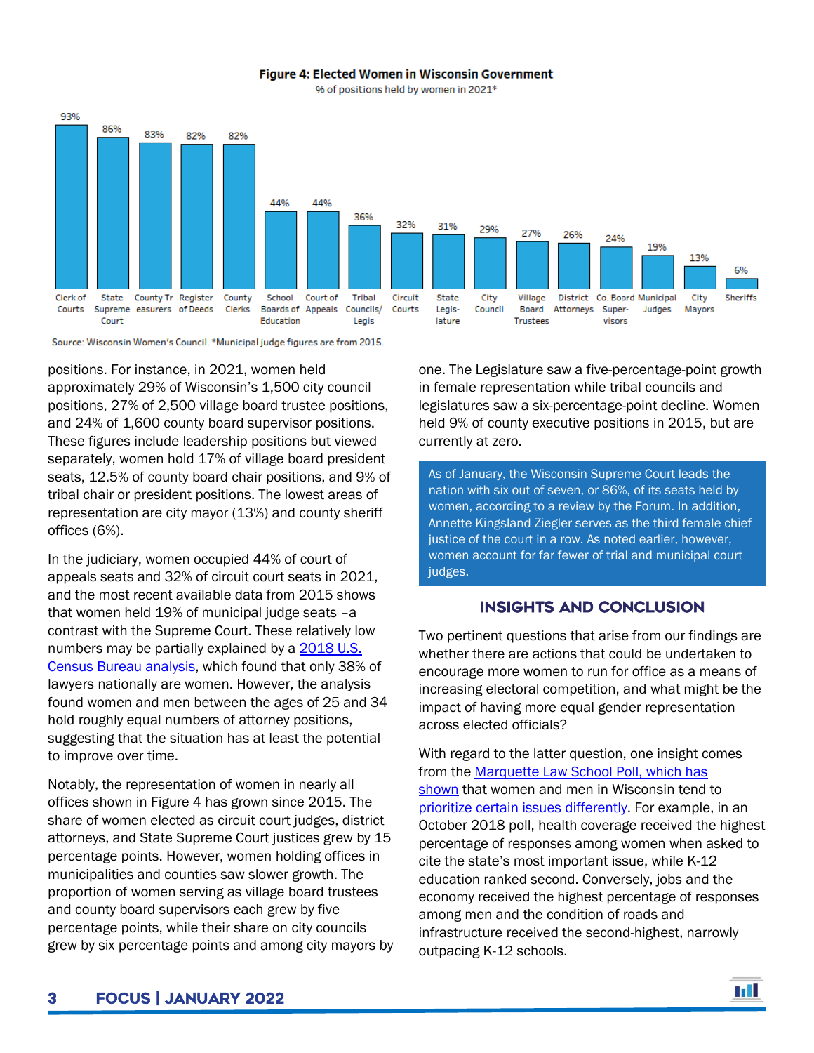**Figure 4: Elected Women in Wisconsin Government**

% of positions held by women in 2021*

| Position | % |
|---|---|
| Clerk of Courts | 93% |
| State Supreme Court | 86% |
| County Treasurers | 83% |
| Register of Deeds | 82% |
| County Clerks | 82% |
| School Boards of Education | 44% |
| Court of Appeals | 44% |
| Tribal Councils/ Legis | 36% |
| Circuit Courts | 32% |
| State Legislature | 31% |
| City Council | 29% |
| Village Board Trustees | 27% |
| District Attorneys | 26% |
| Co. Board Supervisors | 24% |
| Municipal Judges | 19% |
| City Mayors | 13% |
| Sheriffs | 6% |

Source: Wisconsin Women's Council. *Municipal judge figures are from 2015.

positions. For instance, in 2021, women held approximately 29% of Wisconsin's 1,500 city council positions, 27% of 2,500 village board trustee positions, and 24% of 1,600 county board supervisor positions. These figures include leadership positions but viewed separately, women hold 17% of village board president seats, 12.5% of county board chair positions, and 9% of tribal chair or president positions. The lowest areas of representation are city mayor (13%) and county sheriff offices (6%).

In the judiciary, women occupied 44% of court of appeals seats and 32% of circuit court seats in 2021, and the most recent available data from 2015 shows that women held 19% of municipal judge seats –a contrast with the Supreme Court. These relatively low numbers may be partially explained by a [2018 U.S. Census Bureau analysis](), which found that only 38% of lawyers nationally are women. However, the analysis found women and men between the ages of 25 and 34 hold roughly equal numbers of attorney positions, suggesting that the situation has at least the potential to improve over time.

Notably, the representation of women in nearly all offices shown in Figure 4 has grown since 2015. The share of women elected as circuit court judges, district attorneys, and State Supreme Court justices grew by 15 percentage points. However, women holding offices in municipalities and counties saw slower growth. The proportion of women serving as village board trustees and county board supervisors each grew by five percentage points, while their share on city councils grew by six percentage points and among city mayors by one. The Legislature saw a five-percentage-point growth in female representation while tribal councils and legislatures saw a six-percentage-point decline. Women held 9% of county executive positions in 2015, but are currently at zero.

> As of January, the Wisconsin Supreme Court leads the nation with six out of seven, or 86%, of its seats held by women, according to a review by the Forum. In addition, Annette Kingsland Ziegler serves as the third female chief justice of the court in a row. As noted earlier, however, women account for far fewer of trial and municipal court judges.

## INSIGHTS AND CONCLUSION

Two pertinent questions that arise from our findings are whether there are actions that could be undertaken to encourage more women to run for office as a means of increasing electoral competition, and what might be the impact of having more equal gender representation across elected officials?

With regard to the latter question, one insight comes from the [Marquette Law School Poll, which has shown]() that women and men in Wisconsin tend to [prioritize certain issues differently](). For example, in an October 2018 poll, health coverage received the highest percentage of responses among women when asked to cite the state's most important issue, while K-12 education ranked second. Conversely, jobs and the economy received the highest percentage of responses among men and the condition of roads and infrastructure received the second-highest, narrowly outpacing K-12 schools.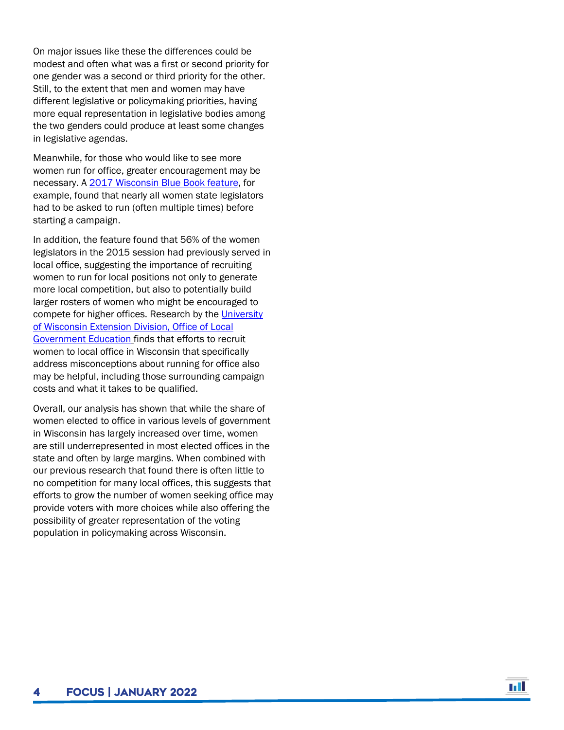On major issues like these the differences could be modest and often what was a first or second priority for one gender was a second or third priority for the other. Still, to the extent that men and women may have different legislative or policymaking priorities, having more equal representation in legislative bodies among the two genders could produce at least some changes in legislative agendas.

Meanwhile, for those who would like to see more women run for office, greater encouragement may be necessary. A 2017 Wisconsin Blue Book feature, for example, found that nearly all women state legislators had to be asked to run (often multiple times) before starting a campaign.

In addition, the feature found that 56% of the women legislators in the 2015 session had previously served in local office, suggesting the importance of recruiting women to run for local positions not only to generate more local competition, but also to potentially build larger rosters of women who might be encouraged to compete for higher offices. Research by the University of Wisconsin Extension Division, Office of Local Government Education finds that efforts to recruit women to local office in Wisconsin that specifically address misconceptions about running for office also may be helpful, including those surrounding campaign costs and what it takes to be qualified.

Overall, our analysis has shown that while the share of women elected to office in various levels of government in Wisconsin has largely increased over time, women are still underrepresented in most elected offices in the state and often by large margins. When combined with our previous research that found there is often little to no competition for many local offices, this suggests that efforts to grow the number of women seeking office may provide voters with more choices while also offering the possibility of greater representation of the voting population in policymaking across Wisconsin.